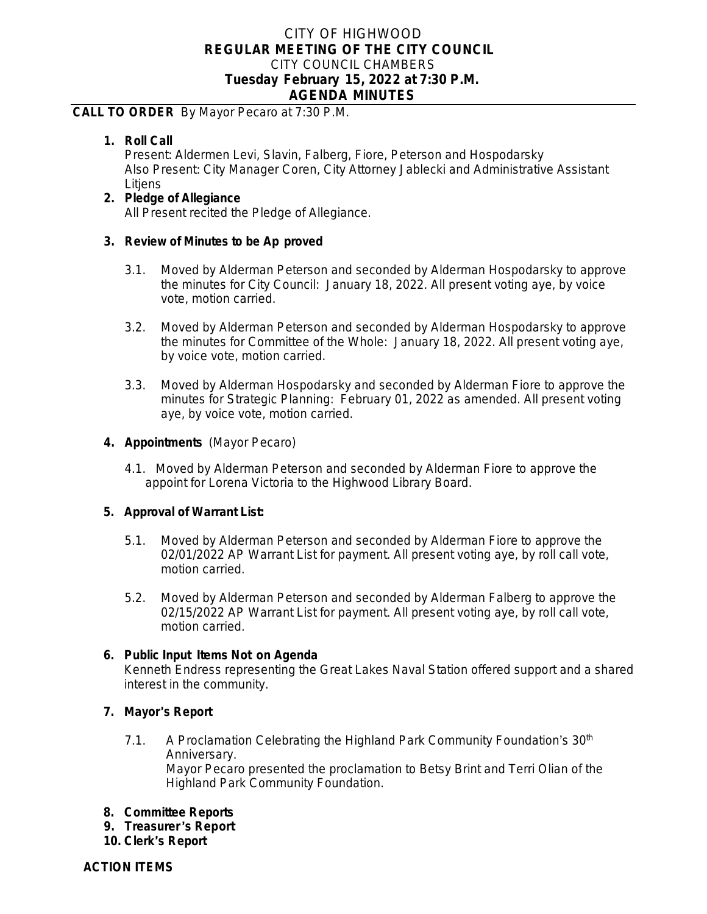# CITY OF HIGHWOOD
## REGULAR MEETING OF THE CITY COUNCIL
CITY COUNCIL CHAMBERS
**Tuesday February 15, 2022 at 7:30 P.M.**
**AGENDA MINUTES**

**CALL TO ORDER** By Mayor Pecaro at 7:30 P.M.

1. **Roll Call**
   Present: Aldermen Levi, Slavin, Falberg, Fiore, Peterson and Hospodarsky
   Also Present: City Manager Coren, City Attorney Jablecki and Administrative Assistant Litjens
2. **Pledge of Allegiance**
   All Present recited the Pledge of Allegiance.
3. **Review of Minutes to be Ap proved**
   - 3.1. Moved by Alderman Peterson and seconded by Alderman Hospodarsky to approve the minutes for City Council: January 18, 2022. All present voting aye, by voice vote, motion carried.
   - 3.2. Moved by Alderman Peterson and seconded by Alderman Hospodarsky to approve the minutes for Committee of the Whole: January 18, 2022. All present voting aye, by voice vote, motion carried.
   - 3.3. Moved by Alderman Hospodarsky and seconded by Alderman Fiore to approve the minutes for Strategic Planning: February 01, 2022 as amended. All present voting aye, by voice vote, motion carried.
4. **Appointments** (Mayor Pecaro)
   - 4.1. Moved by Alderman Peterson and seconded by Alderman Fiore to approve the appoint for Lorena Victoria to the Highwood Library Board.
5. **Approval of Warrant List:**
   - 5.1. Moved by Alderman Peterson and seconded by Alderman Fiore to approve the 02/01/2022 AP Warrant List for payment. All present voting aye, by roll call vote, motion carried.
   - 5.2. Moved by Alderman Peterson and seconded by Alderman Falberg to approve the 02/15/2022 AP Warrant List for payment. All present voting aye, by roll call vote, motion carried.
6. **Public Input Items Not on Agenda**
   Kenneth Endress representing the Great Lakes Naval Station offered support and a shared interest in the community.
7. **Mayor's Report**
   - 7.1. A Proclamation Celebrating the Highland Park Community Foundation's 30th Anniversary.
     Mayor Pecaro presented the proclamation to Betsy Brint and Terri Olian of the Highland Park Community Foundation.
8. **Committee Reports**
9. **Treasurer's Report**
10. **Clerk's Report**

**ACTION ITEMS**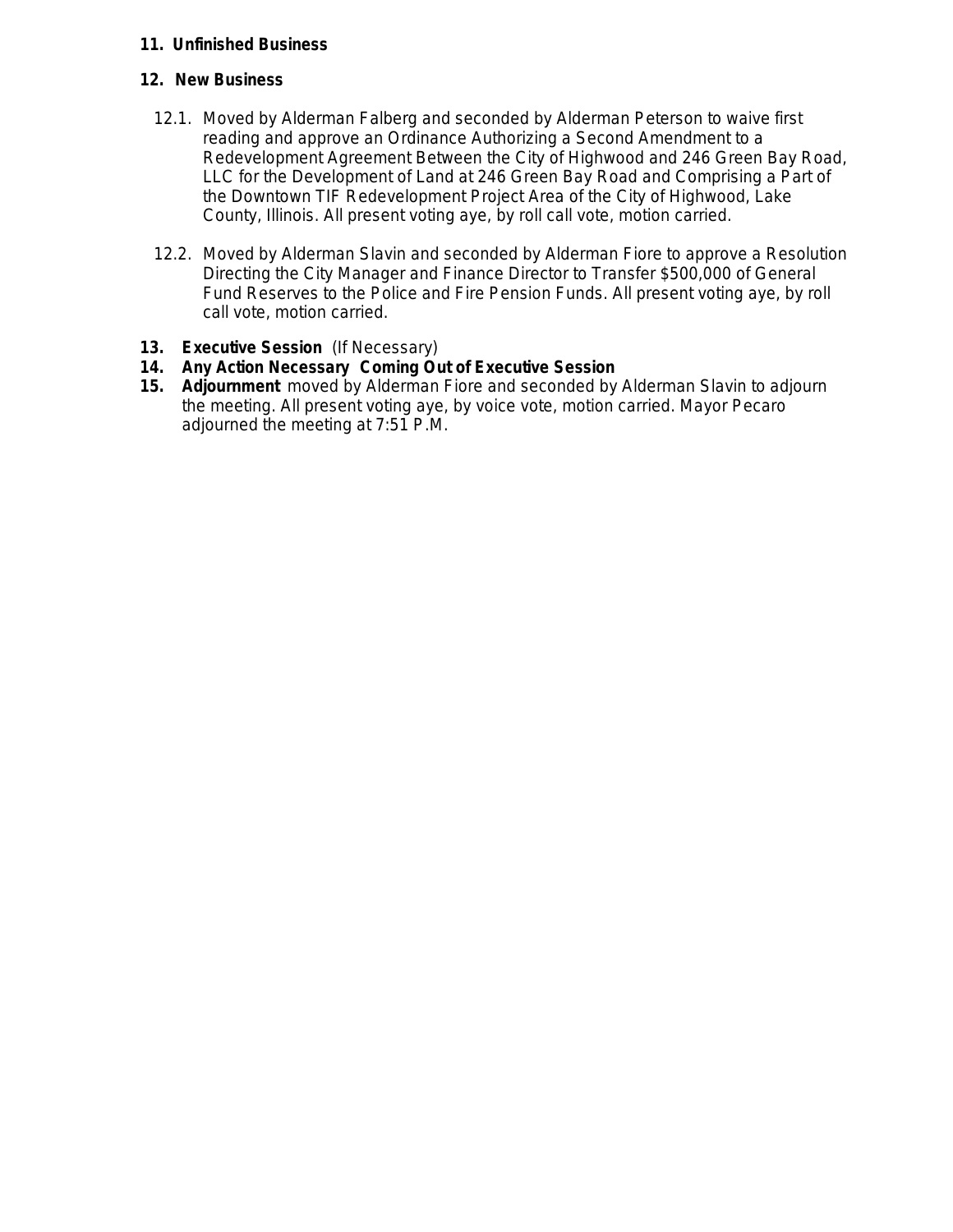**11. Unfinished Business**

**12. New Business**

12.1. Moved by Alderman Falberg and seconded by Alderman Peterson to waive first reading and approve an Ordinance Authorizing a Second Amendment to a Redevelopment Agreement Between the City of Highwood and 246 Green Bay Road, LLC for the Development of Land at 246 Green Bay Road and Comprising a Part of the Downtown TIF Redevelopment Project Area of the City of Highwood, Lake County, Illinois. All present voting aye, by roll call vote, motion carried.

12.2. Moved by Alderman Slavin and seconded by Alderman Fiore to approve a Resolution Directing the City Manager and Finance Director to Transfer $500,000 of General Fund Reserves to the Police and Fire Pension Funds. All present voting aye, by roll call vote, motion carried.

**13. Executive Session** (If Necessary)

**14. Any Action Necessary Coming Out of Executive Session**

**15. Adjournment** moved by Alderman Fiore and seconded by Alderman Slavin to adjourn the meeting. All present voting aye, by voice vote, motion carried. Mayor Pecaro adjourned the meeting at 7:51 P.M.